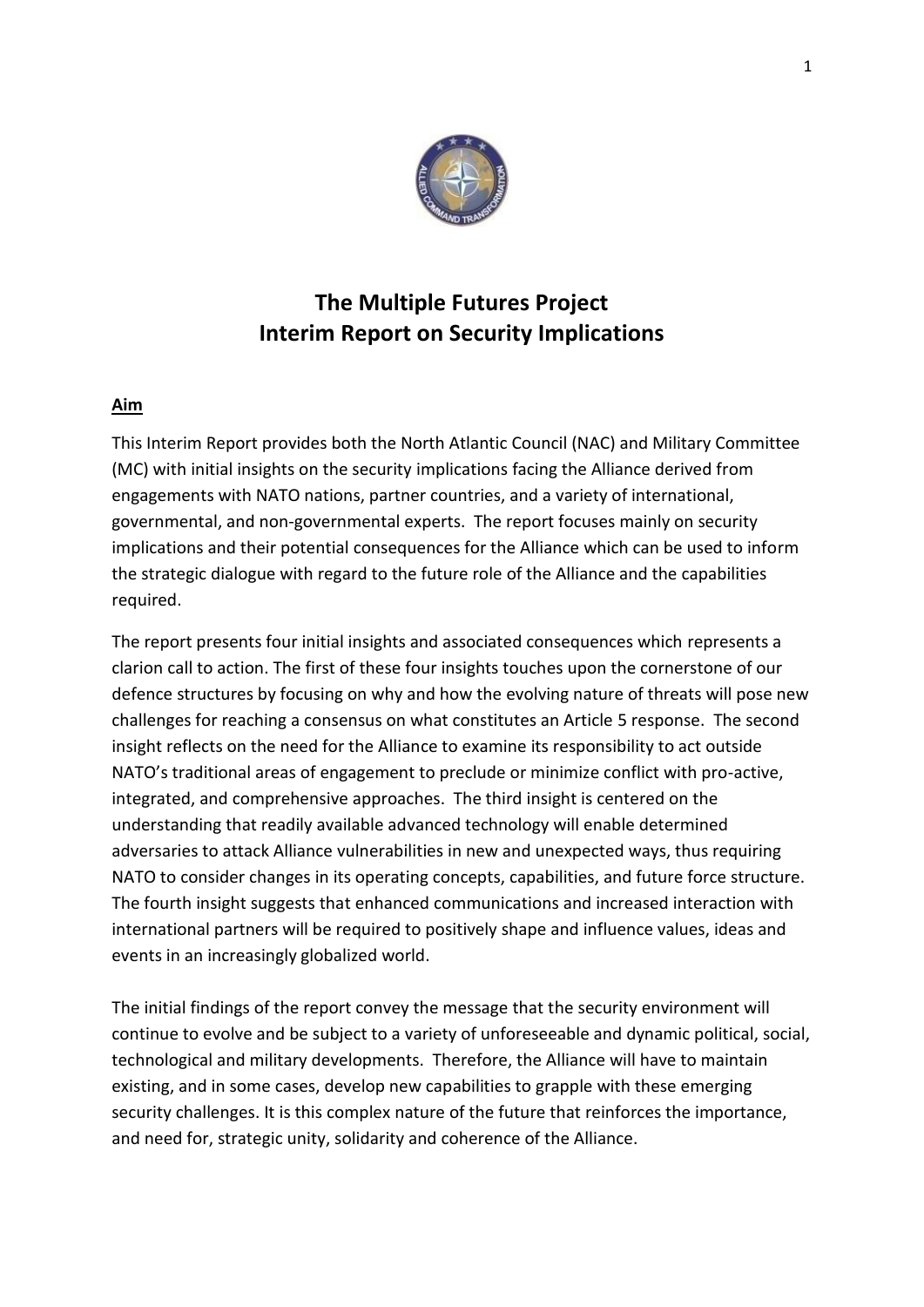# The Multiple Futures Project
# Interim Report on Security Implications

## Aim

This Interim Report provides both the North Atlantic Council (NAC) and Military Committee (MC) with initial insights on the security implications facing the Alliance derived from engagements with NATO nations, partner countries, and a variety of international, governmental, and non-governmental experts. The report focuses mainly on security implications and their potential consequences for the Alliance which can be used to inform the strategic dialogue with regard to the future role of the Alliance and the capabilities required.

The report presents four initial insights and associated consequences which represents a clarion call to action. The first of these four insights touches upon the cornerstone of our defence structures by focusing on why and how the evolving nature of threats will pose new challenges for reaching a consensus on what constitutes an Article 5 response. The second insight reflects on the need for the Alliance to examine its responsibility to act outside NATO's traditional areas of engagement to preclude or minimize conflict with pro-active, integrated, and comprehensive approaches. The third insight is centered on the understanding that readily available advanced technology will enable determined adversaries to attack Alliance vulnerabilities in new and unexpected ways, thus requiring NATO to consider changes in its operating concepts, capabilities, and future force structure. The fourth insight suggests that enhanced communications and increased interaction with international partners will be required to positively shape and influence values, ideas and events in an increasingly globalized world.

The initial findings of the report convey the message that the security environment will continue to evolve and be subject to a variety of unforeseeable and dynamic political, social, technological and military developments. Therefore, the Alliance will have to maintain existing, and in some cases, develop new capabilities to grapple with these emerging security challenges. It is this complex nature of the future that reinforces the importance, and need for, strategic unity, solidarity and coherence of the Alliance.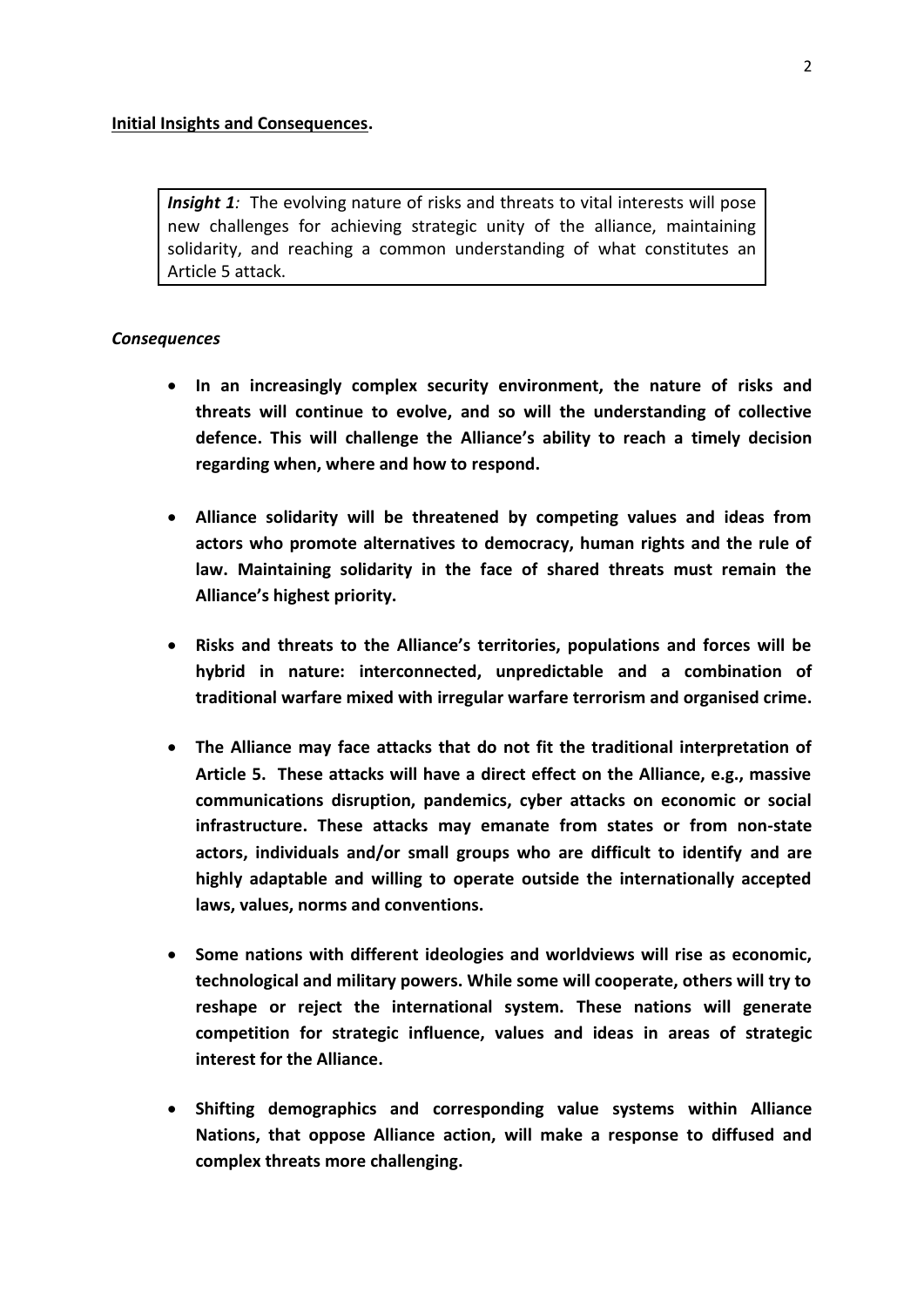**Initial Insights and Consequences.**

> ***Insight 1**:* The evolving nature of risks and threats to vital interests will pose new challenges for achieving strategic unity of the alliance, maintaining solidarity, and reaching a common understanding of what constitutes an Article 5 attack.

***Consequences***

- **In an increasingly complex security environment, the nature of risks and threats will continue to evolve, and so will the understanding of collective defence. This will challenge the Alliance's ability to reach a timely decision regarding when, where and how to respond.**

- **Alliance solidarity will be threatened by competing values and ideas from actors who promote alternatives to democracy, human rights and the rule of law. Maintaining solidarity in the face of shared threats must remain the Alliance's highest priority.**

- **Risks and threats to the Alliance's territories, populations and forces will be hybrid in nature: interconnected, unpredictable and a combination of traditional warfare mixed with irregular warfare terrorism and organised crime.**

- **The Alliance may face attacks that do not fit the traditional interpretation of Article 5. These attacks will have a direct effect on the Alliance, e.g., massive communications disruption, pandemics, cyber attacks on economic or social infrastructure. These attacks may emanate from states or from non-state actors, individuals and/or small groups who are difficult to identify and are highly adaptable and willing to operate outside the internationally accepted laws, values, norms and conventions.**

- **Some nations with different ideologies and worldviews will rise as economic, technological and military powers. While some will cooperate, others will try to reshape or reject the international system. These nations will generate competition for strategic influence, values and ideas in areas of strategic interest for the Alliance.**

- **Shifting demographics and corresponding value systems within Alliance Nations, that oppose Alliance action, will make a response to diffused and complex threats more challenging.**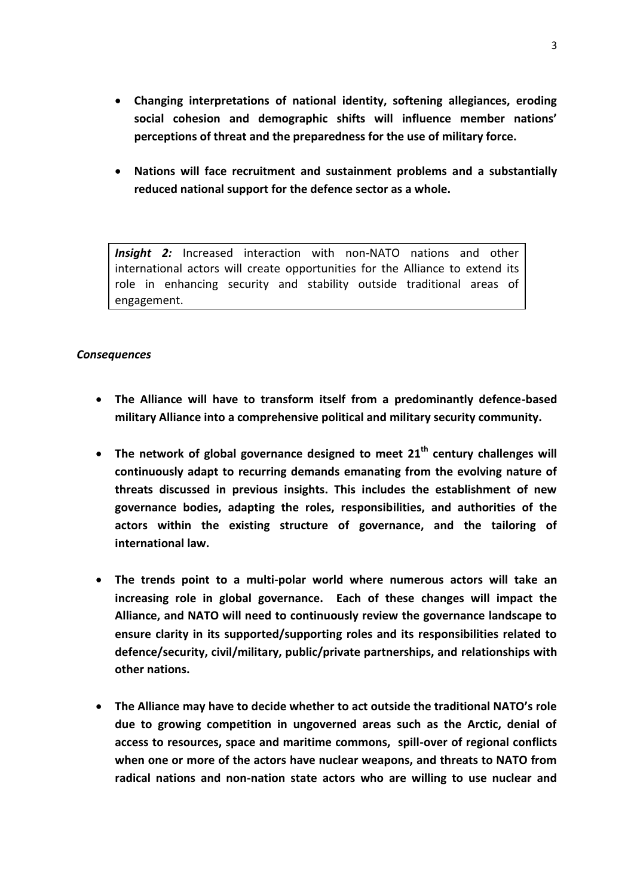- **Changing interpretations of national identity, softening allegiances, eroding social cohesion and demographic shifts will influence member nations' perceptions of threat and the preparedness for the use of military force.**

- **Nations will face recruitment and sustainment problems and a substantially reduced national support for the defence sector as a whole.**

> ***Insight 2:*** Increased interaction with non-NATO nations and other international actors will create opportunities for the Alliance to extend its role in enhancing security and stability outside traditional areas of engagement.

***Consequences***

- **The Alliance will have to transform itself from a predominantly defence-based military Alliance into a comprehensive political and military security community.**

- **The network of global governance designed to meet 21$^{th}$ century challenges will continuously adapt to recurring demands emanating from the evolving nature of threats discussed in previous insights. This includes the establishment of new governance bodies, adapting the roles, responsibilities, and authorities of the actors within the existing structure of governance, and the tailoring of international law.**

- **The trends point to a multi-polar world where numerous actors will take an increasing role in global governance. Each of these changes will impact the Alliance, and NATO will need to continuously review the governance landscape to ensure clarity in its supported/supporting roles and its responsibilities related to defence/security, civil/military, public/private partnerships, and relationships with other nations.**

- **The Alliance may have to decide whether to act outside the traditional NATO's role due to growing competition in ungoverned areas such as the Arctic, denial of access to resources, space and maritime commons, spill-over of regional conflicts when one or more of the actors have nuclear weapons, and threats to NATO from radical nations and non-nation state actors who are willing to use nuclear and**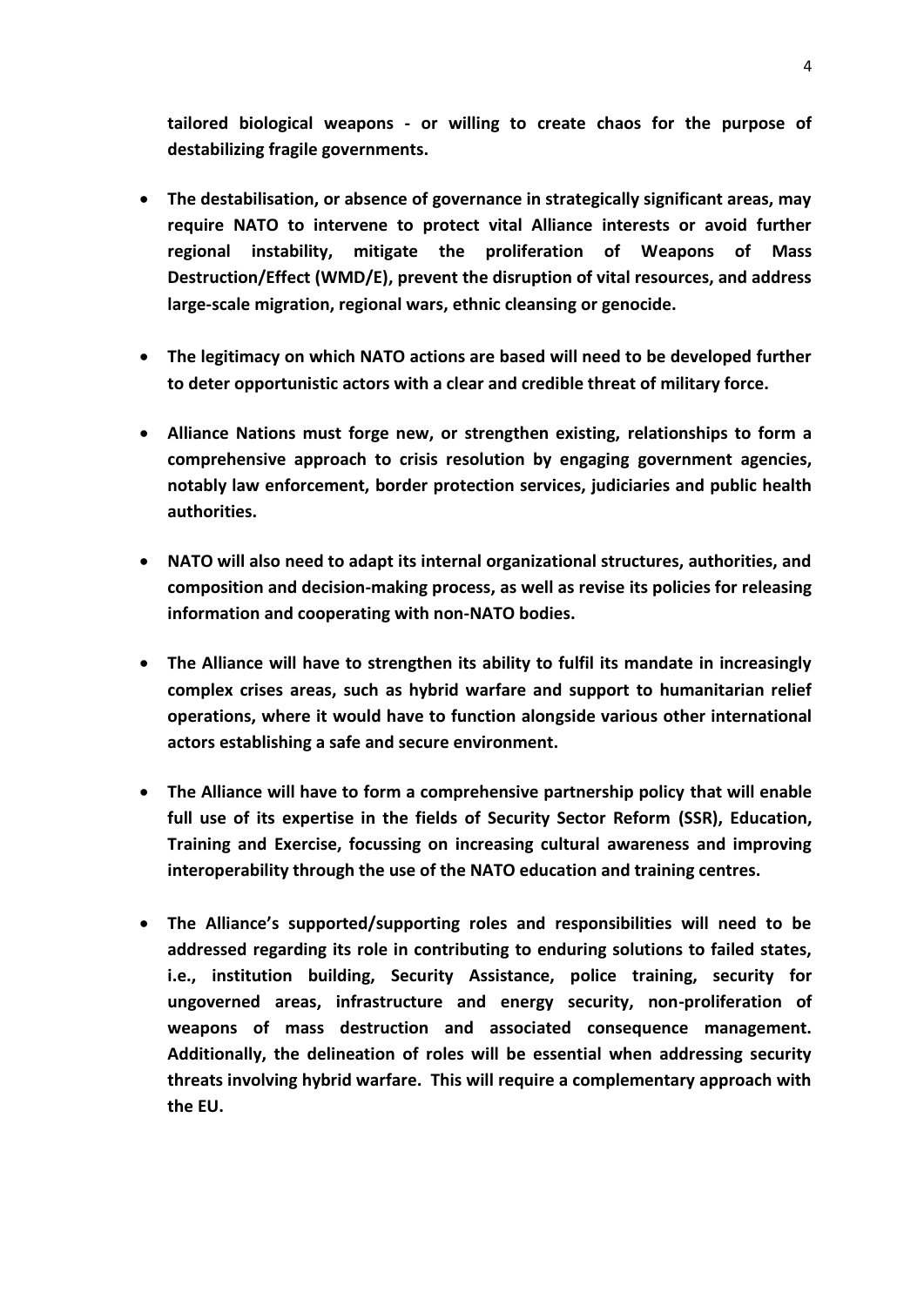**tailored biological weapons - or willing to create chaos for the purpose of destabilizing fragile governments.**

- **The destabilisation, or absence of governance in strategically significant areas, may require NATO to intervene to protect vital Alliance interests or avoid further regional instability, mitigate the proliferation of Weapons of Mass Destruction/Effect (WMD/E), prevent the disruption of vital resources, and address large-scale migration, regional wars, ethnic cleansing or genocide.**

- **The legitimacy on which NATO actions are based will need to be developed further to deter opportunistic actors with a clear and credible threat of military force.**

- **Alliance Nations must forge new, or strengthen existing, relationships to form a comprehensive approach to crisis resolution by engaging government agencies, notably law enforcement, border protection services, judiciaries and public health authorities.**

- **NATO will also need to adapt its internal organizational structures, authorities, and composition and decision-making process, as well as revise its policies for releasing information and cooperating with non-NATO bodies.**

- **The Alliance will have to strengthen its ability to fulfil its mandate in increasingly complex crises areas, such as hybrid warfare and support to humanitarian relief operations, where it would have to function alongside various other international actors establishing a safe and secure environment.**

- **The Alliance will have to form a comprehensive partnership policy that will enable full use of its expertise in the fields of Security Sector Reform (SSR), Education, Training and Exercise, focussing on increasing cultural awareness and improving interoperability through the use of the NATO education and training centres.**

- **The Alliance's supported/supporting roles and responsibilities will need to be addressed regarding its role in contributing to enduring solutions to failed states, i.e., institution building, Security Assistance, police training, security for ungoverned areas, infrastructure and energy security, non-proliferation of weapons of mass destruction and associated consequence management. Additionally, the delineation of roles will be essential when addressing security threats involving hybrid warfare. This will require a complementary approach with the EU.**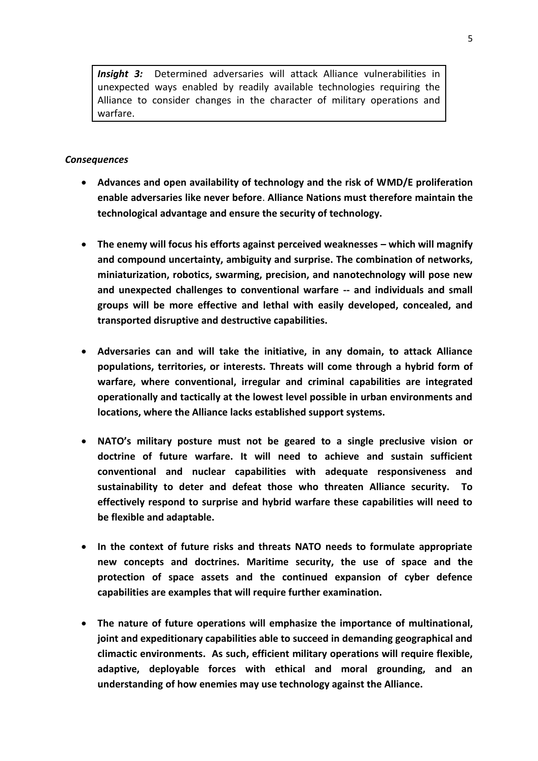> ***Insight 3:*** Determined adversaries will attack Alliance vulnerabilities in unexpected ways enabled by readily available technologies requiring the Alliance to consider changes in the character of military operations and warfare.

***Consequences***

- **Advances and open availability of technology and the risk of WMD/E proliferation enable adversaries like never before**. **Alliance Nations must therefore maintain the technological advantage and ensure the security of technology.**

- **The enemy will focus his efforts against perceived weaknesses – which will magnify and compound uncertainty, ambiguity and surprise. The combination of networks, miniaturization, robotics, swarming, precision, and nanotechnology will pose new and unexpected challenges to conventional warfare -- and individuals and small groups will be more effective and lethal with easily developed, concealed, and transported disruptive and destructive capabilities.**

- **Adversaries can and will take the initiative, in any domain, to attack Alliance populations, territories, or interests. Threats will come through a hybrid form of warfare, where conventional, irregular and criminal capabilities are integrated operationally and tactically at the lowest level possible in urban environments and locations, where the Alliance lacks established support systems.**

- **NATO's military posture must not be geared to a single preclusive vision or doctrine of future warfare. It will need to achieve and sustain sufficient conventional and nuclear capabilities with adequate responsiveness and sustainability to deter and defeat those who threaten Alliance security. To effectively respond to surprise and hybrid warfare these capabilities will need to be flexible and adaptable.**

- **In the context of future risks and threats NATO needs to formulate appropriate new concepts and doctrines. Maritime security, the use of space and the protection of space assets and the continued expansion of cyber defence capabilities are examples that will require further examination.**

- **The nature of future operations will emphasize the importance of multinational, joint and expeditionary capabilities able to succeed in demanding geographical and climactic environments. As such, efficient military operations will require flexible, adaptive, deployable forces with ethical and moral grounding, and an understanding of how enemies may use technology against the Alliance.**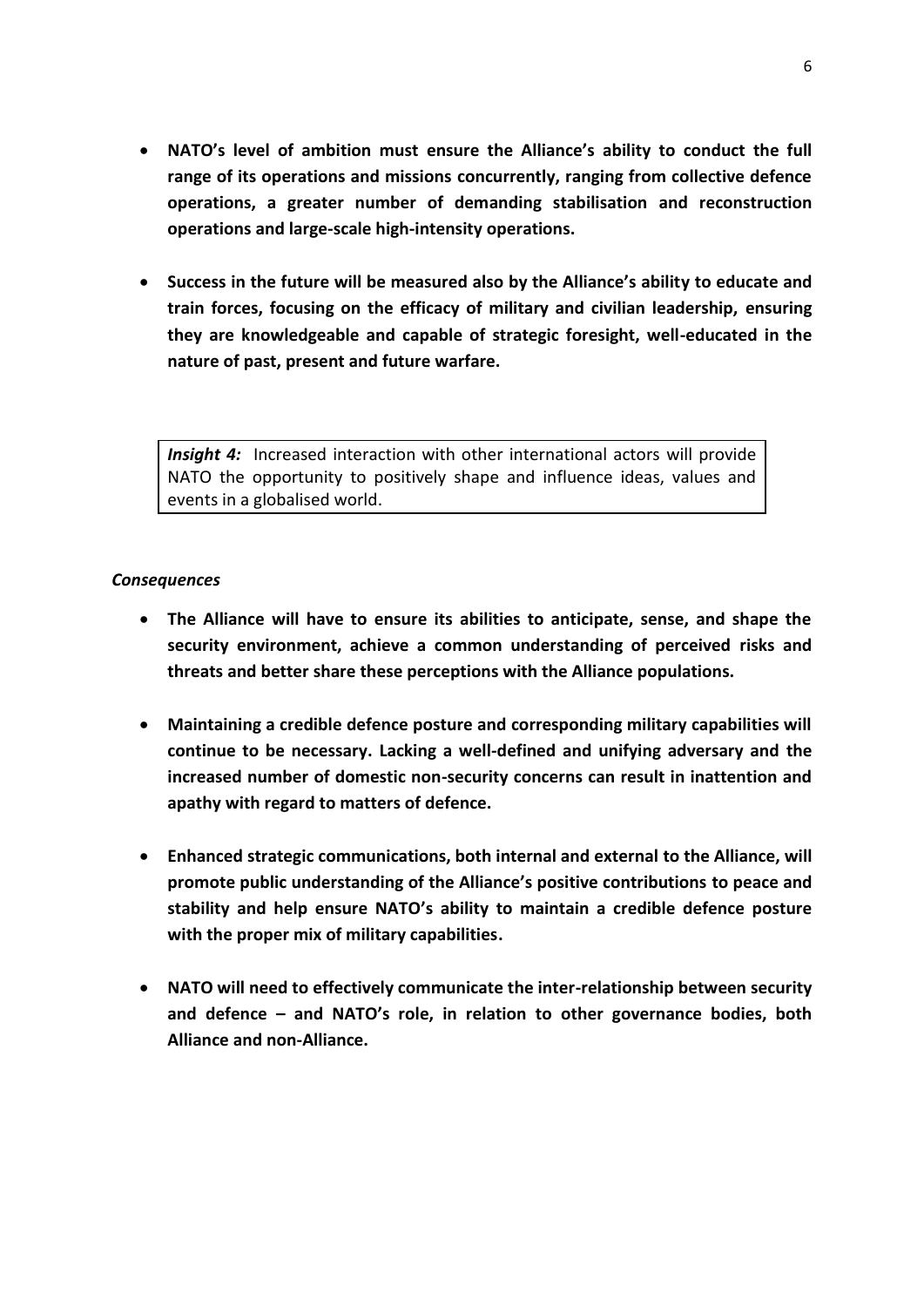- **NATO's level of ambition must ensure the Alliance's ability to conduct the full range of its operations and missions concurrently, ranging from collective defence operations, a greater number of demanding stabilisation and reconstruction operations and large-scale high-intensity operations.**

- **Success in the future will be measured also by the Alliance's ability to educate and train forces, focusing on the efficacy of military and civilian leadership, ensuring they are knowledgeable and capable of strategic foresight, well-educated in the nature of past, present and future warfare.**

> ***Insight 4:*** Increased interaction with other international actors will provide NATO the opportunity to positively shape and influence ideas, values and events in a globalised world.

***Consequences***

- **The Alliance will have to ensure its abilities to anticipate, sense, and shape the security environment, achieve a common understanding of perceived risks and threats and better share these perceptions with the Alliance populations.**

- **Maintaining a credible defence posture and corresponding military capabilities will continue to be necessary. Lacking a well-defined and unifying adversary and the increased number of domestic non-security concerns can result in inattention and apathy with regard to matters of defence.**

- **Enhanced strategic communications, both internal and external to the Alliance, will promote public understanding of the Alliance's positive contributions to peace and stability and help ensure NATO's ability to maintain a credible defence posture with the proper mix of military capabilities.**

- **NATO will need to effectively communicate the inter-relationship between security and defence – and NATO's role, in relation to other governance bodies, both Alliance and non-Alliance.**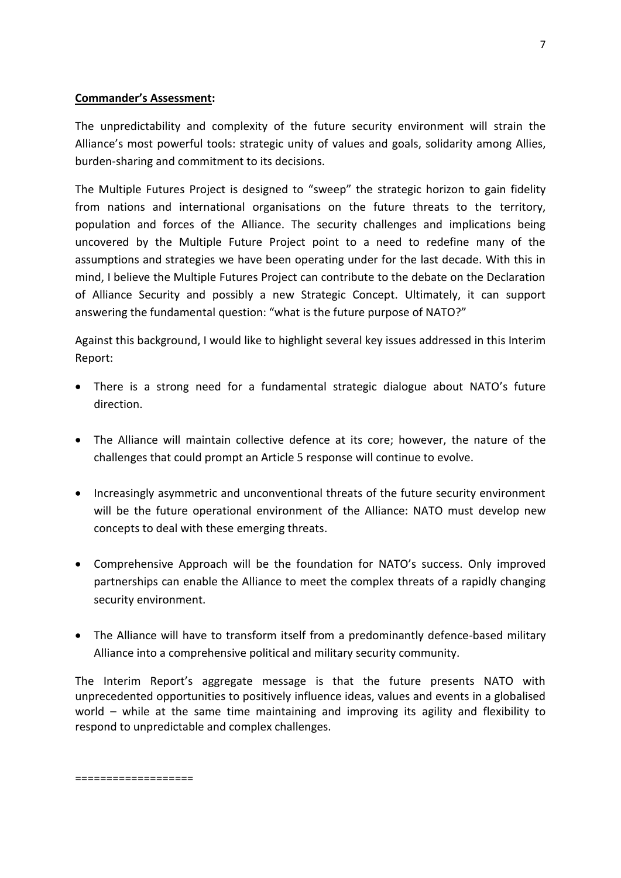**Commander's Assessment:**

The unpredictability and complexity of the future security environment will strain the Alliance's most powerful tools: strategic unity of values and goals, solidarity among Allies, burden-sharing and commitment to its decisions.

The Multiple Futures Project is designed to "sweep" the strategic horizon to gain fidelity from nations and international organisations on the future threats to the territory, population and forces of the Alliance. The security challenges and implications being uncovered by the Multiple Future Project point to a need to redefine many of the assumptions and strategies we have been operating under for the last decade. With this in mind, I believe the Multiple Futures Project can contribute to the debate on the Declaration of Alliance Security and possibly a new Strategic Concept. Ultimately, it can support answering the fundamental question: "what is the future purpose of NATO?"

Against this background, I would like to highlight several key issues addressed in this Interim Report:

- There is a strong need for a fundamental strategic dialogue about NATO's future direction.
- The Alliance will maintain collective defence at its core; however, the nature of the challenges that could prompt an Article 5 response will continue to evolve.
- Increasingly asymmetric and unconventional threats of the future security environment will be the future operational environment of the Alliance: NATO must develop new concepts to deal with these emerging threats.
- Comprehensive Approach will be the foundation for NATO's success. Only improved partnerships can enable the Alliance to meet the complex threats of a rapidly changing security environment.
- The Alliance will have to transform itself from a predominantly defence-based military Alliance into a comprehensive political and military security community.

The Interim Report's aggregate message is that the future presents NATO with unprecedented opportunities to positively influence ideas, values and events in a globalised world – while at the same time maintaining and improving its agility and flexibility to respond to unpredictable and complex challenges.

==================